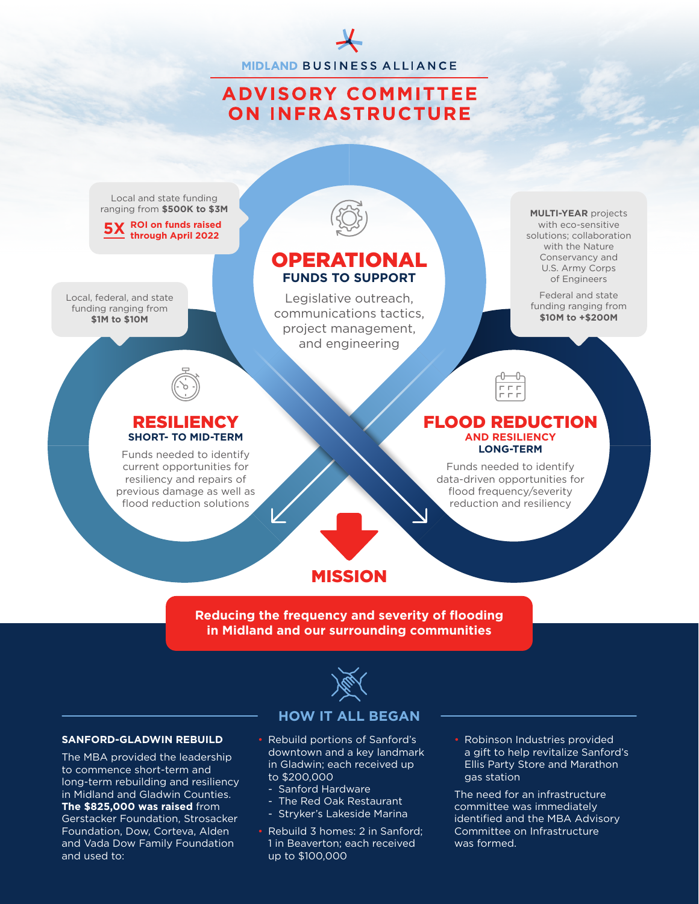MIDLAND BUSINESS ALLIANCE

# ADVISORY COMMITTEE ON INFRASTRUCTURE

Local and state funding ranging from **$500K to $3M**

**5X** **ROI on funds raised through April 2022**

## OPERATIONAL

**FUNDS TO SUPPORT**

Legislative outreach, communications tactics, project management, and engineering

**MULTI-YEAR** projects with eco-sensitive solutions; collaboration with the Nature Conservancy and U.S. Army Corps of Engineers

Federal and state funding ranging from **$10M to +$200M**

Local, federal, and state funding ranging from **$1M to $10M**

## RESILIENCY

**SHORT- TO MID-TERM**

Funds needed to identify current opportunities for resiliency and repairs of previous damage as well as flood reduction solutions

## FLOOD REDUCTION

**AND RESILIENCY**

**LONG-TERM**

Funds needed to identify data-driven opportunities for flood frequency/severity reduction and resiliency

## MISSION

**Reducing the frequency and severity of flooding in Midland and our surrounding communities**

## HOW IT ALL BEGAN

**SANFORD-GLADWIN REBUILD**

The MBA provided the leadership to commence short-term and long-term rebuilding and resiliency in Midland and Gladwin Counties. **The $825,000 was raised** from Gerstacker Foundation, Strosacker Foundation, Dow, Corteva, Alden and Vada Dow Family Foundation and used to:

- Rebuild portions of Sanford's downtown and a key landmark in Gladwin; each received up to $200,000
  - Sanford Hardware
  - The Red Oak Restaurant
  - Stryker's Lakeside Marina
- Rebuild 3 homes: 2 in Sanford; 1 in Beaverton; each received up to $100,000
- Robinson Industries provided a gift to help revitalize Sanford's Ellis Party Store and Marathon gas station

The need for an infrastructure committee was immediately identified and the MBA Advisory Committee on Infrastructure was formed.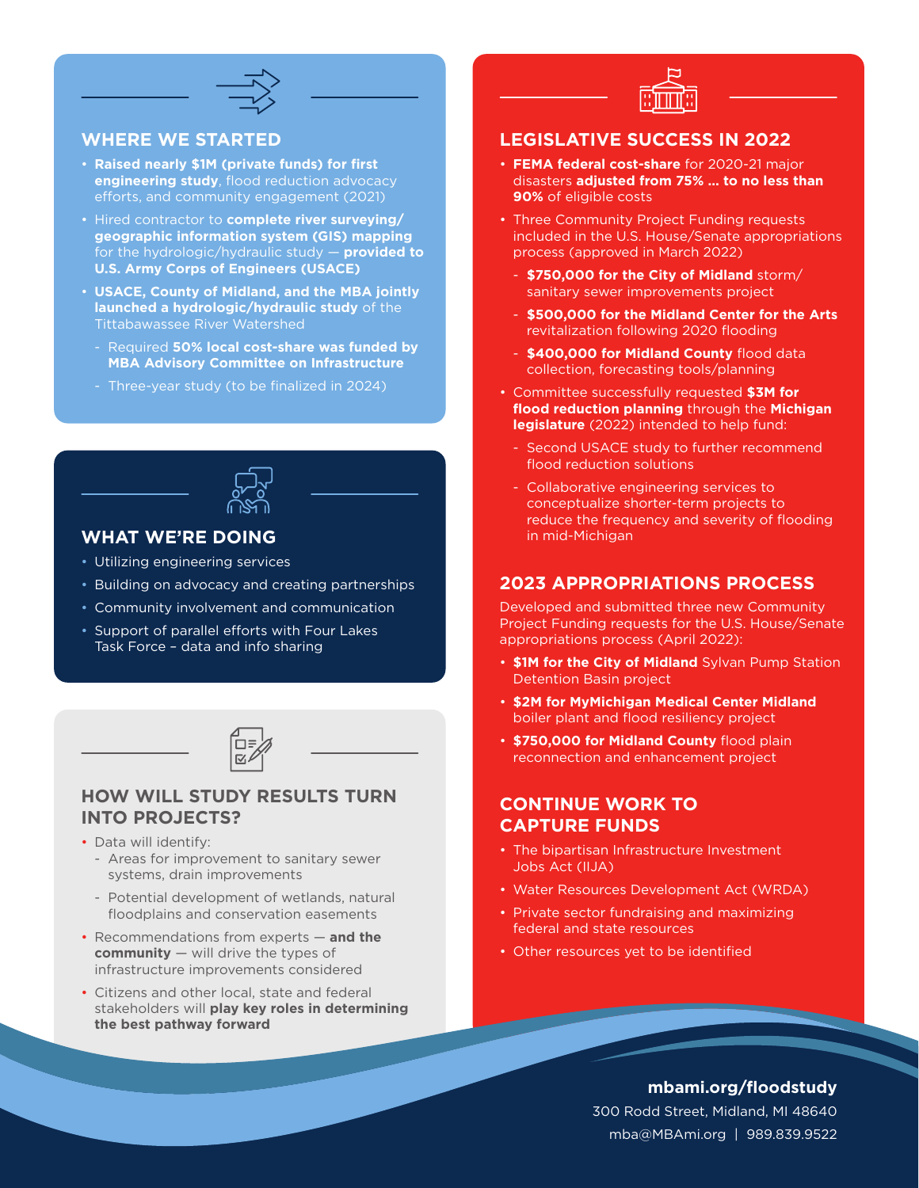## WHERE WE STARTED

- **Raised nearly $1M (private funds) for first engineering study**, flood reduction advocacy efforts, and community engagement (2021)
- Hired contractor to **complete river surveying/ geographic information system (GIS) mapping** for the hydrologic/hydraulic study — **provided to U.S. Army Corps of Engineers (USACE)**
- **USACE, County of Midland, and the MBA jointly launched a hydrologic/hydraulic study** of the Tittabawassee River Watershed
  - Required **50% local cost-share was funded by MBA Advisory Committee on Infrastructure**
  - Three-year study (to be finalized in 2024)

## WHAT WE'RE DOING

- Utilizing engineering services
- Building on advocacy and creating partnerships
- Community involvement and communication
- Support of parallel efforts with Four Lakes Task Force – data and info sharing

## HOW WILL STUDY RESULTS TURN INTO PROJECTS?

- Data will identify:
  - Areas for improvement to sanitary sewer systems, drain improvements
  - Potential development of wetlands, natural floodplains and conservation easements
- Recommendations from experts — **and the community** — will drive the types of infrastructure improvements considered
- Citizens and other local, state and federal stakeholders will **play key roles in determining the best pathway forward**

## LEGISLATIVE SUCCESS IN 2022

- **FEMA federal cost-share** for 2020-21 major disasters **adjusted from 75% ... to no less than 90%** of eligible costs
- Three Community Project Funding requests included in the U.S. House/Senate appropriations process (approved in March 2022)
  - **$750,000 for the City of Midland** storm/ sanitary sewer improvements project
  - **$500,000 for the Midland Center for the Arts** revitalization following 2020 flooding
  - **$400,000 for Midland County** flood data collection, forecasting tools/planning
- Committee successfully requested **$3M for flood reduction planning** through the **Michigan legislature** (2022) intended to help fund:
  - Second USACE study to further recommend flood reduction solutions
  - Collaborative engineering services to conceptualize shorter-term projects to reduce the frequency and severity of flooding in mid-Michigan

## 2023 APPROPRIATIONS PROCESS

Developed and submitted three new Community Project Funding requests for the U.S. House/Senate appropriations process (April 2022):

- **$1M for the City of Midland** Sylvan Pump Station Detention Basin project
- **$2M for MyMichigan Medical Center Midland** boiler plant and flood resiliency project
- **$750,000 for Midland County** flood plain reconnection and enhancement project

## CONTINUE WORK TO CAPTURE FUNDS

- The bipartisan Infrastructure Investment Jobs Act (IIJA)
- Water Resources Development Act (WRDA)
- Private sector fundraising and maximizing federal and state resources
- Other resources yet to be identified

**mbami.org/floodstudy**

300 Rodd Street, Midland, MI 48640

mba@MBAmi.org | 989.839.9522